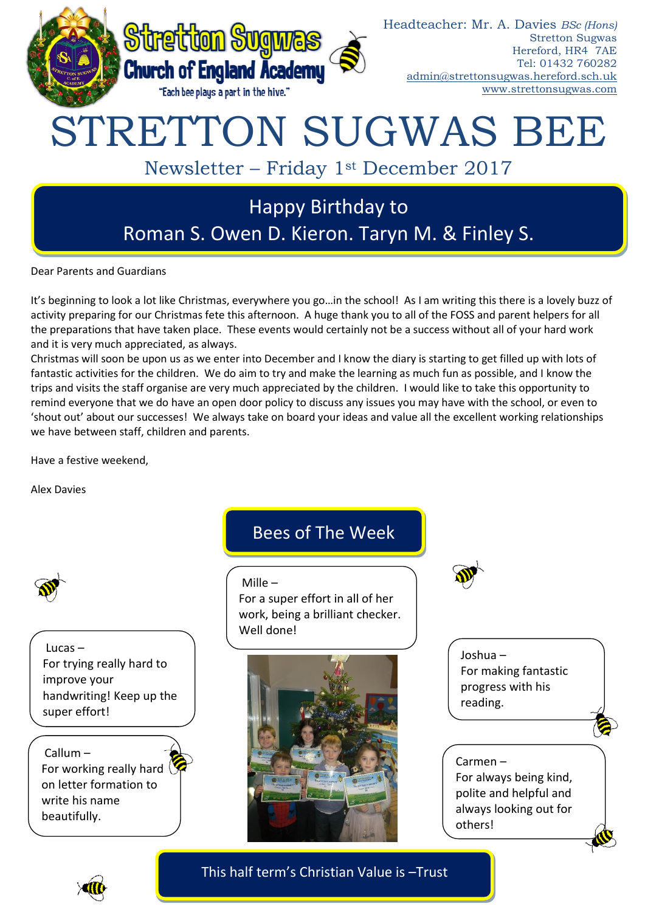Stretton Sugwas Church of England Academy

"Each bee plays a part in the hive."

Headteacher: Mr. A. Davies *BSc (Hons)*
Stretton Sugwas
Hereford, HR4 7AE
Tel: 01432 760282
admin@strettonsugwas.hereford.sch.uk
www.strettonsugwas.com

# STRETTON SUGWAS BEE

## Newsletter – Friday 1st December 2017

## Happy Birthday to Roman S. Owen D. Kieron. Taryn M. & Finley S.

Dear Parents and Guardians

It's beginning to look a lot like Christmas, everywhere you go…in the school! As I am writing this there is a lovely buzz of activity preparing for our Christmas fete this afternoon. A huge thank you to all of the FOSS and parent helpers for all the preparations that have taken place. These events would certainly not be a success without all of your hard work and it is very much appreciated, as always.
Christmas will soon be upon us as we enter into December and I know the diary is starting to get filled up with lots of fantastic activities for the children. We do aim to try and make the learning as much fun as possible, and I know the trips and visits the staff organise are very much appreciated by the children. I would like to take this opportunity to remind everyone that we do have an open door policy to discuss any issues you may have with the school, or even to 'shout out' about our successes! We always take on board your ideas and value all the excellent working relationships we have between staff, children and parents.

Have a festive weekend,

Alex Davies

## Bees of The Week

Mille – For a super effort in all of her work, being a brilliant checker. Well done!

Lucas – For trying really hard to improve your handwriting! Keep up the super effort!

Callum – For working really hard on letter formation to write his name beautifully.

Joshua – For making fantastic progress with his reading.

Carmen – For always being kind, polite and helpful and always looking out for others!

## This half term's Christian Value is –Trust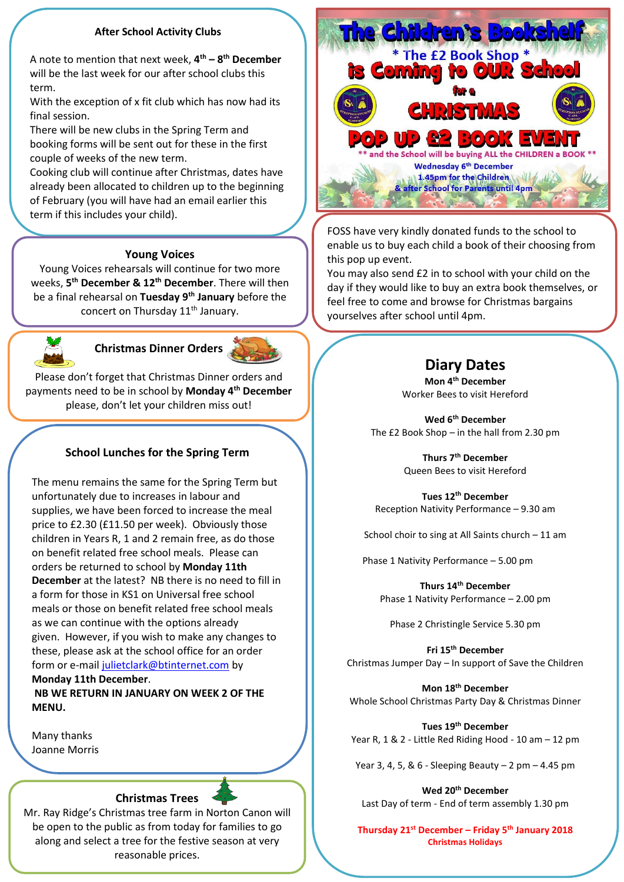## After School Activity Clubs

A note to mention that next week, **4th – 8th December** will be the last week for our after school clubs this term.

With the exception of x fit club which has now had its final session.

There will be new clubs in the Spring Term and booking forms will be sent out for these in the first couple of weeks of the new term.

Cooking club will continue after Christmas, dates have already been allocated to children up to the beginning of February (you will have had an email earlier this term if this includes your child).

## Young Voices

Young Voices rehearsals will continue for two more weeks, **5th December & 12th December**. There will then be a final rehearsal on **Tuesday 9th January** before the concert on Thursday 11th January.

## Christmas Dinner Orders

Please don't forget that Christmas Dinner orders and payments need to be in school by **Monday 4th December** please, don't let your children miss out!

## School Lunches for the Spring Term

The menu remains the same for the Spring Term but unfortunately due to increases in labour and supplies, we have been forced to increase the meal price to £2.30 (£11.50 per week). Obviously those children in Years R, 1 and 2 remain free, as do those on benefit related free school meals. Please can orders be returned to school by **Monday 11th December** at the latest? NB there is no need to fill in a form for those in KS1 on Universal free school meals or those on benefit related free school meals as we can continue with the options already given. However, if you wish to make any changes to these, please ask at the school office for an order form or e-mail julietclark@btinternet.com by **Monday 11th December**.

**NB WE RETURN IN JANUARY ON WEEK 2 OF THE MENU.**

Many thanks
Joanne Morris

## Christmas Trees

Mr. Ray Ridge's Christmas tree farm in Norton Canon will be open to the public as from today for families to go along and select a tree for the festive season at very reasonable prices.

# The Children's Bookshelf

\* The £2 Book Shop \*

is Coming to OUR School for a CHRISTMAS POP UP £2 BOOK EVENT

\*\* and the School will be buying ALL the CHILDREN a BOOK \*\*

Wednesday 6th December
1.45pm for the Children
& after School for Parents until 4pm

FOSS have very kindly donated funds to the school to enable us to buy each child a book of their choosing from this pop up event.

You may also send £2 in to school with your child on the day if they would like to buy an extra book themselves, or feel free to come and browse for Christmas bargains yourselves after school until 4pm.

## Diary Dates

**Mon 4th December**
Worker Bees to visit Hereford

**Wed 6th December**
The £2 Book Shop – in the hall from 2.30 pm

**Thurs 7th December**
Queen Bees to visit Hereford

**Tues 12th December**
Reception Nativity Performance – 9.30 am

School choir to sing at All Saints church – 11 am

Phase 1 Nativity Performance – 5.00 pm

**Thurs 14th December**
Phase 1 Nativity Performance – 2.00 pm

Phase 2 Christingle Service 5.30 pm

**Fri 15th December**
Christmas Jumper Day – In support of Save the Children

**Mon 18th December**
Whole School Christmas Party Day & Christmas Dinner

**Tues 19th December**
Year R, 1 & 2 - Little Red Riding Hood - 10 am – 12 pm

Year 3, 4, 5, & 6 - Sleeping Beauty – 2 pm – 4.45 pm

**Wed 20th December**
Last Day of term - End of term assembly 1.30 pm

**Thursday 21st December – Friday 5th January 2018**
**Christmas Holidays**